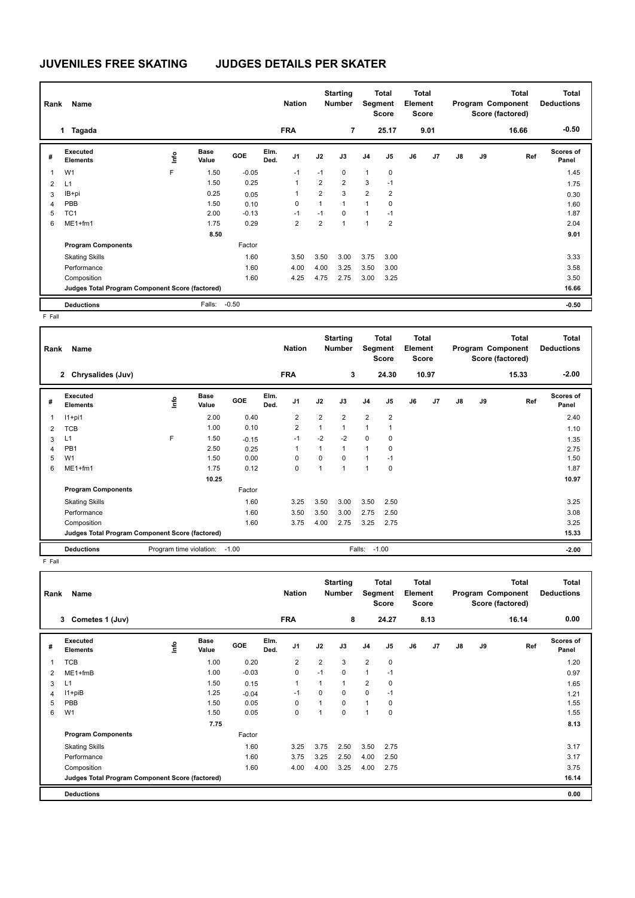# JUVENILES FREE SKATING JUDGES DETAILS PER SKATER

| Rank | Name | Nation | Starting Number | Total Segment Score | Total Element Score | Total Program Component Score (factored) | Total Deductions |
|---|---|---|---|---|---|---|---|
| 1 | Tagada | FRA | 7 | 25.17 | 9.01 | 16.66 | -0.50 |

| # | Executed Elements | Info | Base Value | GOE | Elm. Ded. | J1 | J2 | J3 | J4 | J5 | J6 | J7 | J8 | J9 | Ref | Scores of Panel |
|---|---|---|---|---|---|---|---|---|---|---|---|---|---|---|---|---|
| 1 | W1 | F | 1.50 | -0.05 | | -1 | -1 | 0 | 1 | 0 | | | | | | 1.45 |
| 2 | L1 | | 1.50 | 0.25 | | 1 | 2 | 2 | 3 | -1 | | | | | | 1.75 |
| 3 | IB+pi | | 0.25 | 0.05 | | 1 | 2 | 3 | 2 | 2 | | | | | | 0.30 |
| 4 | PBB | | 1.50 | 0.10 | | 0 | 1 | 1 | 1 | 0 | | | | | | 1.60 |
| 5 | TC1 | | 2.00 | -0.13 | | -1 | -1 | 0 | 1 | -1 | | | | | | 1.87 |
| 6 | ME1+fm1 | | 1.75 | 0.29 | | 2 | 2 | 1 | 1 | 2 | | | | | | 2.04 |
| | | | 8.50 | | | | | | | | | | | | | 9.01 |
| | Program Components | | | Factor | | | | | | | | | | | | |
| | Skating Skills | | | 1.60 | | 3.50 | 3.50 | 3.00 | 3.75 | 3.00 | | | | | | 3.33 |
| | Performance | | | 1.60 | | 4.00 | 4.00 | 3.25 | 3.50 | 3.00 | | | | | | 3.58 |
| | Composition | | | 1.60 | | 4.25 | 4.75 | 2.75 | 3.00 | 3.25 | | | | | | 3.50 |
| | Judges Total Program Component Score (factored) | | | | | | | | | | | | | | | 16.66 |
| | Deductions | | Falls: | -0.50 | | | | | | | | | | | | -0.50 |

F Fall

| Rank | Name | Nation | Starting Number | Total Segment Score | Total Element Score | Total Program Component Score (factored) | Total Deductions |
|---|---|---|---|---|---|---|---|
| 2 | Chrysalides (Juv) | FRA | 3 | 24.30 | 10.97 | 15.33 | -2.00 |

| # | Executed Elements | Info | Base Value | GOE | Elm. Ded. | J1 | J2 | J3 | J4 | J5 | J6 | J7 | J8 | J9 | Ref | Scores of Panel |
|---|---|---|---|---|---|---|---|---|---|---|---|---|---|---|---|---|
| 1 | I1+pi1 | | 2.00 | 0.40 | | 2 | 2 | 2 | 2 | 2 | | | | | | 2.40 |
| 2 | TCB | | 1.00 | 0.10 | | 2 | 1 | 1 | 1 | 1 | | | | | | 1.10 |
| 3 | L1 | F | 1.50 | -0.15 | | -1 | -2 | -2 | 0 | 0 | | | | | | 1.35 |
| 4 | PB1 | | 2.50 | 0.25 | | 1 | 1 | 1 | 1 | 0 | | | | | | 2.75 |
| 5 | W1 | | 1.50 | 0.00 | | 0 | 0 | 0 | 1 | -1 | | | | | | 1.50 |
| 6 | ME1+fm1 | | 1.75 | 0.12 | | 0 | 1 | 1 | 1 | 0 | | | | | | 1.87 |
| | | | 10.25 | | | | | | | | | | | | | 10.97 |
| | Program Components | | | Factor | | | | | | | | | | | | |
| | Skating Skills | | | 1.60 | | 3.25 | 3.50 | 3.00 | 3.50 | 2.50 | | | | | | 3.25 |
| | Performance | | | 1.60 | | 3.50 | 3.50 | 3.00 | 2.75 | 2.50 | | | | | | 3.08 |
| | Composition | | | 1.60 | | 3.75 | 4.00 | 2.75 | 3.25 | 2.75 | | | | | | 3.25 |
| | Judges Total Program Component Score (factored) | | | | | | | | | | | | | | | 15.33 |
| | Deductions | Program time violation: | | -1.00 | | | | Falls: | -1.00 | | | | | | | -2.00 |

F Fall

| Rank | Name | Nation | Starting Number | Total Segment Score | Total Element Score | Total Program Component Score (factored) | Total Deductions |
|---|---|---|---|---|---|---|---|
| 3 | Cometes 1 (Juv) | FRA | 8 | 24.27 | 8.13 | 16.14 | 0.00 |

| # | Executed Elements | Info | Base Value | GOE | Elm. Ded. | J1 | J2 | J3 | J4 | J5 | J6 | J7 | J8 | J9 | Ref | Scores of Panel |
|---|---|---|---|---|---|---|---|---|---|---|---|---|---|---|---|---|
| 1 | TCB | | 1.00 | 0.20 | | 2 | 2 | 3 | 2 | 0 | | | | | | 1.20 |
| 2 | ME1+fmB | | 1.00 | -0.03 | | 0 | -1 | 0 | 1 | -1 | | | | | | 0.97 |
| 3 | L1 | | 1.50 | 0.15 | | 1 | 1 | 1 | 2 | 0 | | | | | | 1.65 |
| 4 | I1+piB | | 1.25 | -0.04 | | -1 | 0 | 0 | 0 | -1 | | | | | | 1.21 |
| 5 | PBB | | 1.50 | 0.05 | | 0 | 1 | 0 | 1 | 0 | | | | | | 1.55 |
| 6 | W1 | | 1.50 | 0.05 | | 0 | 1 | 0 | 1 | 0 | | | | | | 1.55 |
| | | | 7.75 | | | | | | | | | | | | | 8.13 |
| | Program Components | | | Factor | | | | | | | | | | | | |
| | Skating Skills | | | 1.60 | | 3.25 | 3.75 | 2.50 | 3.50 | 2.75 | | | | | | 3.17 |
| | Performance | | | 1.60 | | 3.75 | 3.25 | 2.50 | 4.00 | 2.50 | | | | | | 3.17 |
| | Composition | | | 1.60 | | 4.00 | 4.00 | 3.25 | 4.00 | 2.75 | | | | | | 3.75 |
| | Judges Total Program Component Score (factored) | | | | | | | | | | | | | | | 16.14 |
| | Deductions | | | | | | | | | | | | | | | 0.00 |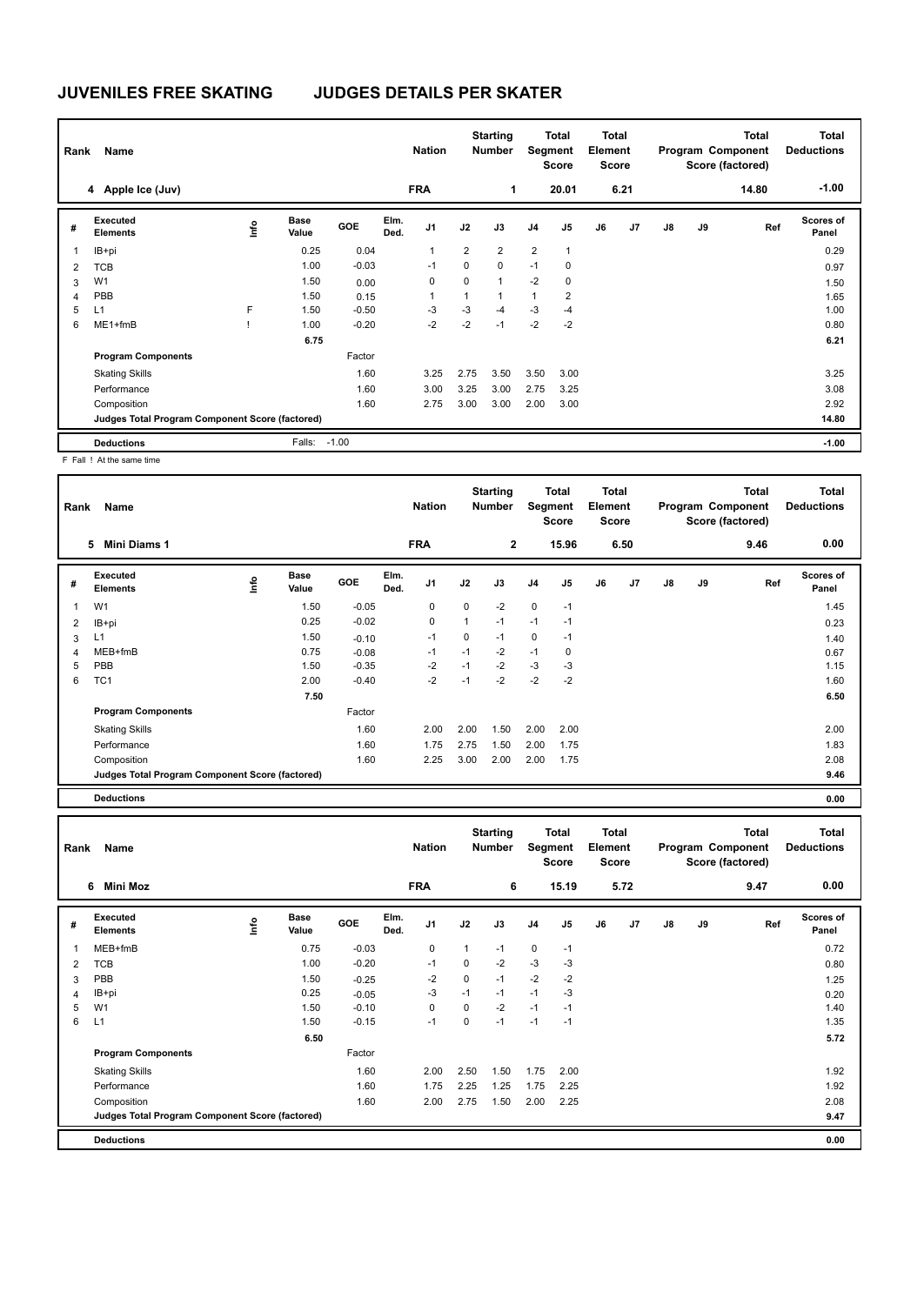# JUVENILES FREE SKATING JUDGES DETAILS PER SKATER

| Rank | Name | Nation | Starting Number | Total Segment Score | Total Element Score | Total Program Component Score (factored) | Total Deductions |
|---|---|---|---|---|---|---|---|
| 4 | Apple Ice (Juv) | FRA | 1 | 20.01 | 6.21 | 14.80 | -1.00 |

| # | Executed Elements | Info | Base Value | GOE | Elm. Ded. | J1 | J2 | J3 | J4 | J5 | J6 | J7 | J8 | J9 | Ref | Scores of Panel |
|---|---|---|---|---|---|---|---|---|---|---|---|---|---|---|---|---|
| 1 | IB+pi | | 0.25 | 0.04 | | 1 | 2 | 2 | 2 | 1 | | | | | | 0.29 |
| 2 | TCB | | 1.00 | -0.03 | | -1 | 0 | 0 | -1 | 0 | | | | | | 0.97 |
| 3 | W1 | | 1.50 | 0.00 | | 0 | 0 | 1 | -2 | 0 | | | | | | 1.50 |
| 4 | PBB | | 1.50 | 0.15 | | 1 | 1 | 1 | 1 | 2 | | | | | | 1.65 |
| 5 | L1 | F | 1.50 | -0.50 | | -3 | -3 | -4 | -3 | -4 | | | | | | 1.00 |
| 6 | ME1+fmB | ! | 1.00 | -0.20 | | -2 | -2 | -1 | -2 | -2 | | | | | | 0.80 |
| | | | 6.75 | | | | | | | | | | | | | 6.21 |
| | **Program Components** | | | Factor | | | | | | | | | | | | |
| | Skating Skills | | | 1.60 | | 3.25 | 2.75 | 3.50 | 3.50 | 3.00 | | | | | | 3.25 |
| | Performance | | | 1.60 | | 3.00 | 3.25 | 3.00 | 2.75 | 3.25 | | | | | | 3.08 |
| | Composition | | | 1.60 | | 2.75 | 3.00 | 3.00 | 2.00 | 3.00 | | | | | | 2.92 |
| | **Judges Total Program Component Score (factored)** | | | | | | | | | | | | | | | 14.80 |
| | **Deductions** | | Falls: | -1.00 | | | | | | | | | | | | -1.00 |

F Fall ! At the same time

| Rank | Name | Nation | Starting Number | Total Segment Score | Total Element Score | Total Program Component Score (factored) | Total Deductions |
|---|---|---|---|---|---|---|---|
| 5 | Mini Diams 1 | FRA | 2 | 15.96 | 6.50 | 9.46 | 0.00 |

| # | Executed Elements | Info | Base Value | GOE | Elm. Ded. | J1 | J2 | J3 | J4 | J5 | J6 | J7 | J8 | J9 | Ref | Scores of Panel |
|---|---|---|---|---|---|---|---|---|---|---|---|---|---|---|---|---|
| 1 | W1 | | 1.50 | -0.05 | | 0 | 0 | -2 | 0 | -1 | | | | | | 1.45 |
| 2 | IB+pi | | 0.25 | -0.02 | | 0 | 1 | -1 | -1 | -1 | | | | | | 0.23 |
| 3 | L1 | | 1.50 | -0.10 | | -1 | 0 | -1 | 0 | -1 | | | | | | 1.40 |
| 4 | MEB+fmB | | 0.75 | -0.08 | | -1 | -1 | -2 | -1 | 0 | | | | | | 0.67 |
| 5 | PBB | | 1.50 | -0.35 | | -2 | -1 | -2 | -3 | -3 | | | | | | 1.15 |
| 6 | TC1 | | 2.00 | -0.40 | | -2 | -1 | -2 | -2 | -2 | | | | | | 1.60 |
| | | | 7.50 | | | | | | | | | | | | | 6.50 |
| | **Program Components** | | | Factor | | | | | | | | | | | | |
| | Skating Skills | | | 1.60 | | 2.00 | 2.00 | 1.50 | 2.00 | 2.00 | | | | | | 2.00 |
| | Performance | | | 1.60 | | 1.75 | 2.75 | 1.50 | 2.00 | 1.75 | | | | | | 1.83 |
| | Composition | | | 1.60 | | 2.25 | 3.00 | 2.00 | 2.00 | 1.75 | | | | | | 2.08 |
| | **Judges Total Program Component Score (factored)** | | | | | | | | | | | | | | | 9.46 |
| | **Deductions** | | | | | | | | | | | | | | | 0.00 |

| Rank | Name | Nation | Starting Number | Total Segment Score | Total Element Score | Total Program Component Score (factored) | Total Deductions |
|---|---|---|---|---|---|---|---|
| 6 | Mini Moz | FRA | 6 | 15.19 | 5.72 | 9.47 | 0.00 |

| # | Executed Elements | Info | Base Value | GOE | Elm. Ded. | J1 | J2 | J3 | J4 | J5 | J6 | J7 | J8 | J9 | Ref | Scores of Panel |
|---|---|---|---|---|---|---|---|---|---|---|---|---|---|---|---|---|
| 1 | MEB+fmB | | 0.75 | -0.03 | | 0 | 1 | -1 | 0 | -1 | | | | | | 0.72 |
| 2 | TCB | | 1.00 | -0.20 | | -1 | 0 | -2 | -3 | -3 | | | | | | 0.80 |
| 3 | PBB | | 1.50 | -0.25 | | -2 | 0 | -1 | -2 | -2 | | | | | | 1.25 |
| 4 | IB+pi | | 0.25 | -0.05 | | -3 | -1 | -1 | -1 | -3 | | | | | | 0.20 |
| 5 | W1 | | 1.50 | -0.10 | | 0 | 0 | -2 | -1 | -1 | | | | | | 1.40 |
| 6 | L1 | | 1.50 | -0.15 | | -1 | 0 | -1 | -1 | -1 | | | | | | 1.35 |
| | | | 6.50 | | | | | | | | | | | | | 5.72 |
| | **Program Components** | | | Factor | | | | | | | | | | | | |
| | Skating Skills | | | 1.60 | | 2.00 | 2.50 | 1.50 | 1.75 | 2.00 | | | | | | 1.92 |
| | Performance | | | 1.60 | | 1.75 | 2.25 | 1.25 | 1.75 | 2.25 | | | | | | 1.92 |
| | Composition | | | 1.60 | | 2.00 | 2.75 | 1.50 | 2.00 | 2.25 | | | | | | 2.08 |
| | **Judges Total Program Component Score (factored)** | | | | | | | | | | | | | | | 9.47 |
| | **Deductions** | | | | | | | | | | | | | | | 0.00 |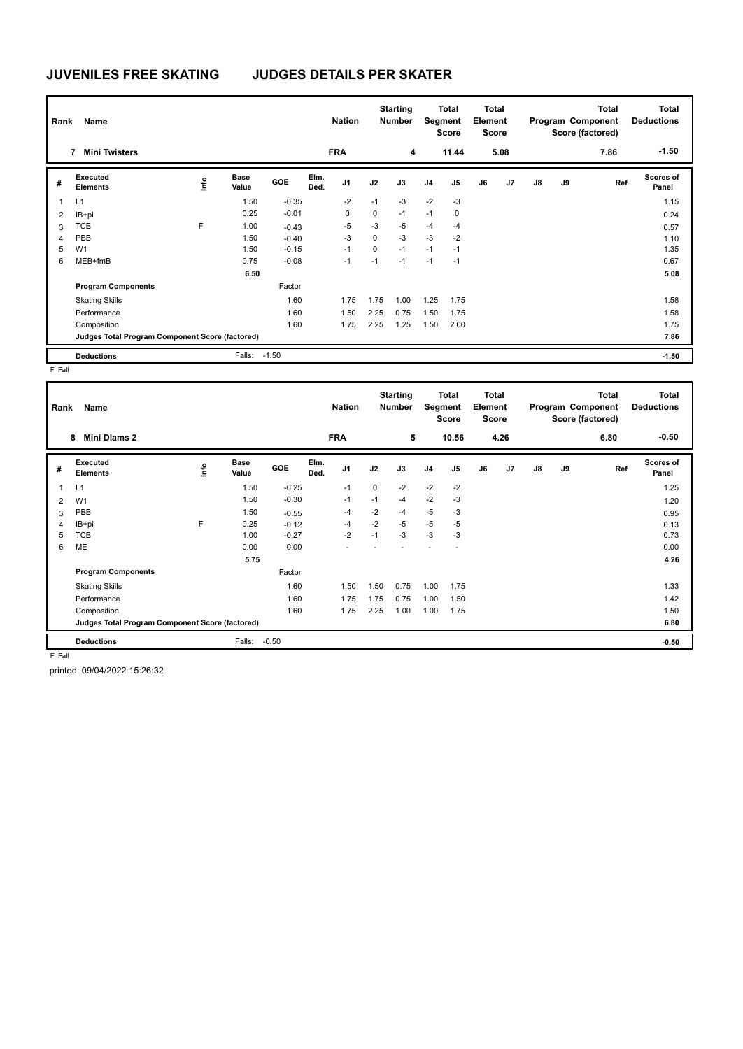# JUVENILES FREE SKATING JUDGES DETAILS PER SKATER

| Rank | Name | | | | | Nation | | Starting Number | | Total Segment Score | | Total Element Score | | | Total Program Component Score (factored) | | Total Deductions |
|---|---|---|---|---|---|---|---|---|---|---|---|---|---|---|---|---|---|
| 7 | Mini Twisters | | | | | FRA | | 4 | | 11.44 | | 5.08 | | | 7.86 | | -1.50 |

| # | Executed Elements | Info | Base Value | GOE | Elm. Ded. | J1 | J2 | J3 | J4 | J5 | J6 | J7 | J8 | J9 | Ref | Scores of Panel |
|---|---|---|---|---|---|---|---|---|---|---|---|---|---|---|---|---|
| 1 | L1 | | 1.50 | -0.35 | | -2 | -1 | -3 | -2 | -3 | | | | | | 1.15 |
| 2 | IB+pi | | 0.25 | -0.01 | | 0 | 0 | -1 | -1 | 0 | | | | | | 0.24 |
| 3 | TCB | F | 1.00 | -0.43 | | -5 | -3 | -5 | -4 | -4 | | | | | | 0.57 |
| 4 | PBB | | 1.50 | -0.40 | | -3 | 0 | -3 | -3 | -2 | | | | | | 1.10 |
| 5 | W1 | | 1.50 | -0.15 | | -1 | 0 | -1 | -1 | -1 | | | | | | 1.35 |
| 6 | MEB+fmB | | 0.75 | -0.08 | | -1 | -1 | -1 | -1 | -1 | | | | | | 0.67 |
| | | | 6.50 | | | | | | | | | | | | | 5.08 |
| | Program Components | | | Factor | | | | | | | | | | | | |
| | Skating Skills | | | 1.60 | | 1.75 | 1.75 | 1.00 | 1.25 | 1.75 | | | | | | 1.58 |
| | Performance | | | 1.60 | | 1.50 | 2.25 | 0.75 | 1.50 | 1.75 | | | | | | 1.58 |
| | Composition | | | 1.60 | | 1.75 | 2.25 | 1.25 | 1.50 | 2.00 | | | | | | 1.75 |
| | Judges Total Program Component Score (factored) | | | | | | | | | | | | | | | 7.86 |
| | Deductions | | Falls: | -1.50 | | | | | | | | | | | | -1.50 |

F Fall

| Rank | Name | | | | | Nation | | Starting Number | | Total Segment Score | | Total Element Score | | | Total Program Component Score (factored) | | Total Deductions |
|---|---|---|---|---|---|---|---|---|---|---|---|---|---|---|---|---|---|
| 8 | Mini Diams 2 | | | | | FRA | | 5 | | 10.56 | | 4.26 | | | 6.80 | | -0.50 |

| # | Executed Elements | Info | Base Value | GOE | Elm. Ded. | J1 | J2 | J3 | J4 | J5 | J6 | J7 | J8 | J9 | Ref | Scores of Panel |
|---|---|---|---|---|---|---|---|---|---|---|---|---|---|---|---|---|
| 1 | L1 | | 1.50 | -0.25 | | -1 | 0 | -2 | -2 | -2 | | | | | | 1.25 |
| 2 | W1 | | 1.50 | -0.30 | | -1 | -1 | -4 | -2 | -3 | | | | | | 1.20 |
| 3 | PBB | | 1.50 | -0.55 | | -4 | -2 | -4 | -5 | -3 | | | | | | 0.95 |
| 4 | IB+pi | F | 0.25 | -0.12 | | -4 | -2 | -5 | -5 | -5 | | | | | | 0.13 |
| 5 | TCB | | 1.00 | -0.27 | | -2 | -1 | -3 | -3 | -3 | | | | | | 0.73 |
| 6 | ME | | 0.00 | 0.00 | | - | - | - | - | - | | | | | | 0.00 |
| | | | 5.75 | | | | | | | | | | | | | 4.26 |
| | Program Components | | | Factor | | | | | | | | | | | | |
| | Skating Skills | | | 1.60 | | 1.50 | 1.50 | 0.75 | 1.00 | 1.75 | | | | | | 1.33 |
| | Performance | | | 1.60 | | 1.75 | 1.75 | 0.75 | 1.00 | 1.50 | | | | | | 1.42 |
| | Composition | | | 1.60 | | 1.75 | 2.25 | 1.00 | 1.00 | 1.75 | | | | | | 1.50 |
| | Judges Total Program Component Score (factored) | | | | | | | | | | | | | | | 6.80 |
| | Deductions | | Falls: | -0.50 | | | | | | | | | | | | -0.50 |

F Fall

printed: 09/04/2022 15:26:32